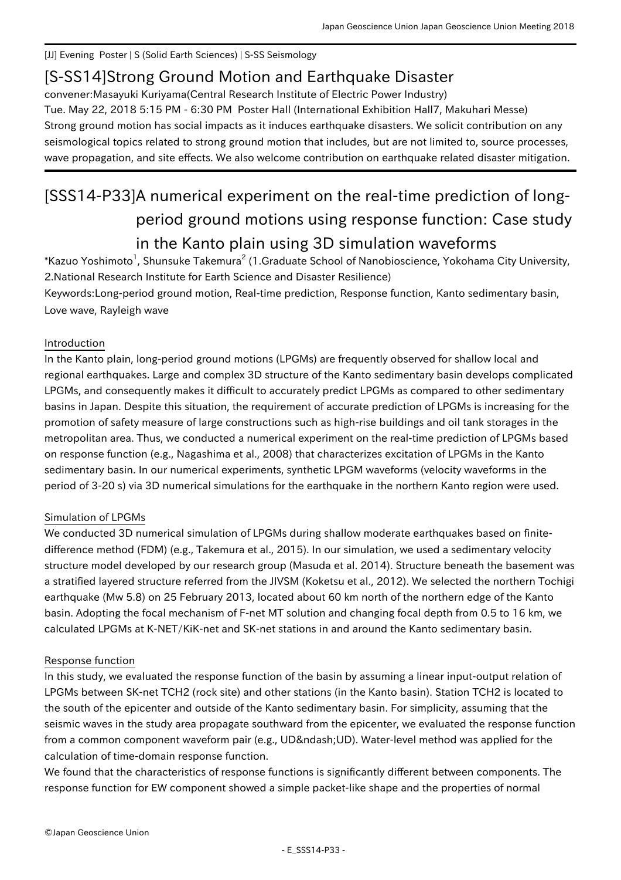[JJ] Evening Poster | S (Solid Earth Sciences) | S-SS Seismology

# [S-SS14]Strong Ground Motion and Earthquake Disaster

convener:Masayuki Kuriyama(Central Research Institute of Electric Power Industry)

Tue. May 22, 2018 5:15 PM - 6:30 PM Poster Hall (International Exhibition Hall7, Makuhari Messe)

Strong ground motion has social impacts as it induces earthquake disasters. We solicit contribution on any seismological topics related to strong ground motion that includes, but are not limited to, source processes, wave propagation, and site effects. We also welcome contribution on earthquake related disaster mitigation.

# [SSS14-P33]A numerical experiment on the real-time prediction of long-period ground motions using response function: Case study in the Kanto plain using 3D simulation waveforms

*Kazuo Yoshimoto[1], Shunsuke Takemura[2] (1.Graduate School of Nanobioscience, Yokohama City University, 2.National Research Institute for Earth Science and Disaster Resilience)

Keywords:Long-period ground motion, Real-time prediction, Response function, Kanto sedimentary basin, Love wave, Rayleigh wave

## Introduction

In the Kanto plain, long-period ground motions (LPGMs) are frequently observed for shallow local and regional earthquakes. Large and complex 3D structure of the Kanto sedimentary basin develops complicated LPGMs, and consequently makes it difficult to accurately predict LPGMs as compared to other sedimentary basins in Japan. Despite this situation, the requirement of accurate prediction of LPGMs is increasing for the promotion of safety measure of large constructions such as high-rise buildings and oil tank storages in the metropolitan area. Thus, we conducted a numerical experiment on the real-time prediction of LPGMs based on response function (e.g., Nagashima et al., 2008) that characterizes excitation of LPGMs in the Kanto sedimentary basin. In our numerical experiments, synthetic LPGM waveforms (velocity waveforms in the period of 3-20 s) via 3D numerical simulations for the earthquake in the northern Kanto region were used.

## Simulation of LPGMs

We conducted 3D numerical simulation of LPGMs during shallow moderate earthquakes based on finite-difference method (FDM) (e.g., Takemura et al., 2015). In our simulation, we used a sedimentary velocity structure model developed by our research group (Masuda et al. 2014). Structure beneath the basement was a stratified layered structure referred from the JIVSM (Koketsu et al., 2012). We selected the northern Tochigi earthquake (Mw 5.8) on 25 February 2013, located about 60 km north of the northern edge of the Kanto basin. Adopting the focal mechanism of F-net MT solution and changing focal depth from 0.5 to 16 km, we calculated LPGMs at K-NET/KiK-net and SK-net stations in and around the Kanto sedimentary basin.

## Response function

In this study, we evaluated the response function of the basin by assuming a linear input-output relation of LPGMs between SK-net TCH2 (rock site) and other stations (in the Kanto basin). Station TCH2 is located to the south of the epicenter and outside of the Kanto sedimentary basin. For simplicity, assuming that the seismic waves in the study area propagate southward from the epicenter, we evaluated the response function from a common component waveform pair (e.g., UD&ndash;UD). Water-level method was applied for the calculation of time-domain response function.

We found that the characteristics of response functions is significantly different between components. The response function for EW component showed a simple packet-like shape and the properties of normal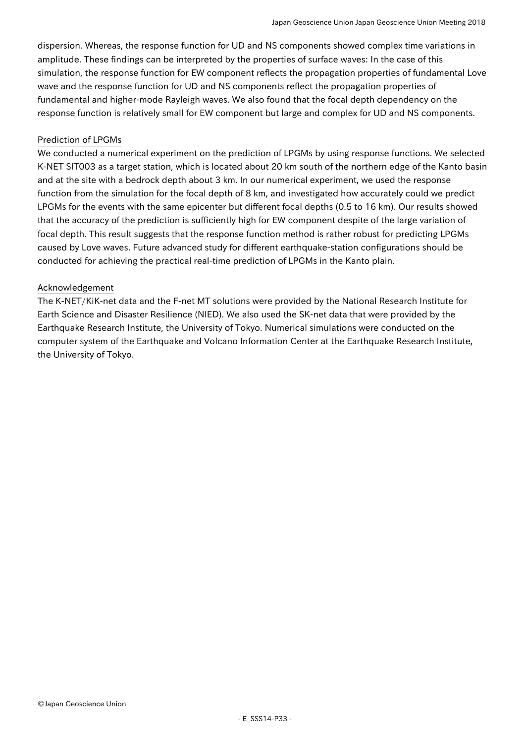dispersion. Whereas, the response function for UD and NS components showed complex time variations in amplitude. These findings can be interpreted by the properties of surface waves: In the case of this simulation, the response function for EW component reflects the propagation properties of fundamental Love wave and the response function for UD and NS components reflect the propagation properties of fundamental and higher-mode Rayleigh waves. We also found that the focal depth dependency on the response function is relatively small for EW component but large and complex for UD and NS components.

## Prediction of LPGMs

We conducted a numerical experiment on the prediction of LPGMs by using response functions. We selected K-NET SIT003 as a target station, which is located about 20 km south of the northern edge of the Kanto basin and at the site with a bedrock depth about 3 km. In our numerical experiment, we used the response function from the simulation for the focal depth of 8 km, and investigated how accurately could we predict LPGMs for the events with the same epicenter but different focal depths (0.5 to 16 km). Our results showed that the accuracy of the prediction is sufficiently high for EW component despite of the large variation of focal depth. This result suggests that the response function method is rather robust for predicting LPGMs caused by Love waves. Future advanced study for different earthquake-station configurations should be conducted for achieving the practical real-time prediction of LPGMs in the Kanto plain.

## Acknowledgement

The K-NET/KiK-net data and the F-net MT solutions were provided by the National Research Institute for Earth Science and Disaster Resilience (NIED). We also used the SK-net data that were provided by the Earthquake Research Institute, the University of Tokyo. Numerical simulations were conducted on the computer system of the Earthquake and Volcano Information Center at the Earthquake Research Institute, the University of Tokyo.